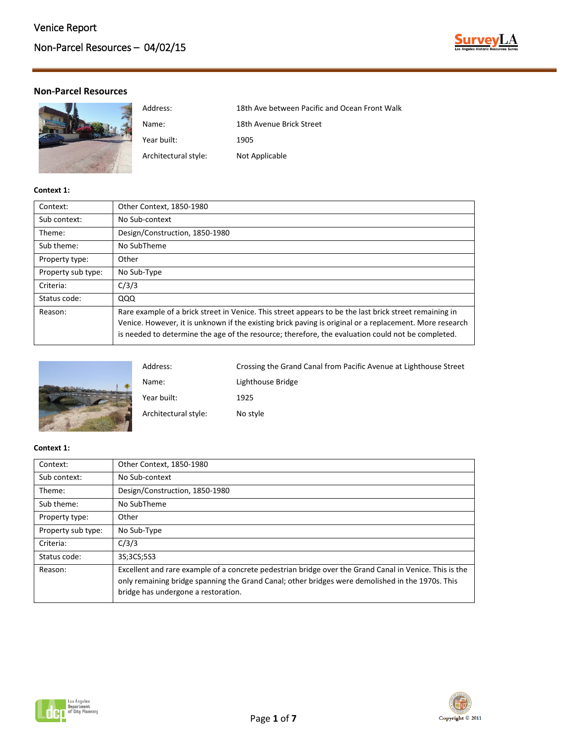## Non-Parcel Resources

| | |
|---|---|
| Address: | 18th Ave between Pacific and Ocean Front Walk |
| Name: | 18th Avenue Brick Street |
| Year built: | 1905 |
| Architectural style: | Not Applicable |

**Context 1:**

| | |
|---|---|
| Context: | Other Context, 1850-1980 |
| Sub context: | No Sub-context |
| Theme: | Design/Construction, 1850-1980 |
| Sub theme: | No SubTheme |
| Property type: | Other |
| Property sub type: | No Sub-Type |
| Criteria: | C/3/3 |
| Status code: | QQQ |
| Reason: | Rare example of a brick street in Venice. This street appears to be the last brick street remaining in Venice. However, it is unknown if the existing brick paving is original or a replacement. More research is needed to determine the age of the resource; therefore, the evaluation could not be completed. |

| | |
|---|---|
| Address: | Crossing the Grand Canal from Pacific Avenue at Lighthouse Street |
| Name: | Lighthouse Bridge |
| Year built: | 1925 |
| Architectural style: | No style |

**Context 1:**

| | |
|---|---|
| Context: | Other Context, 1850-1980 |
| Sub context: | No Sub-context |
| Theme: | Design/Construction, 1850-1980 |
| Sub theme: | No SubTheme |
| Property type: | Other |
| Property sub type: | No Sub-Type |
| Criteria: | C/3/3 |
| Status code: | 3S;3CS;5S3 |
| Reason: | Excellent and rare example of a concrete pedestrian bridge over the Grand Canal in Venice. This is the only remaining bridge spanning the Grand Canal; other bridges were demolished in the 1970s. This bridge has undergone a restoration. |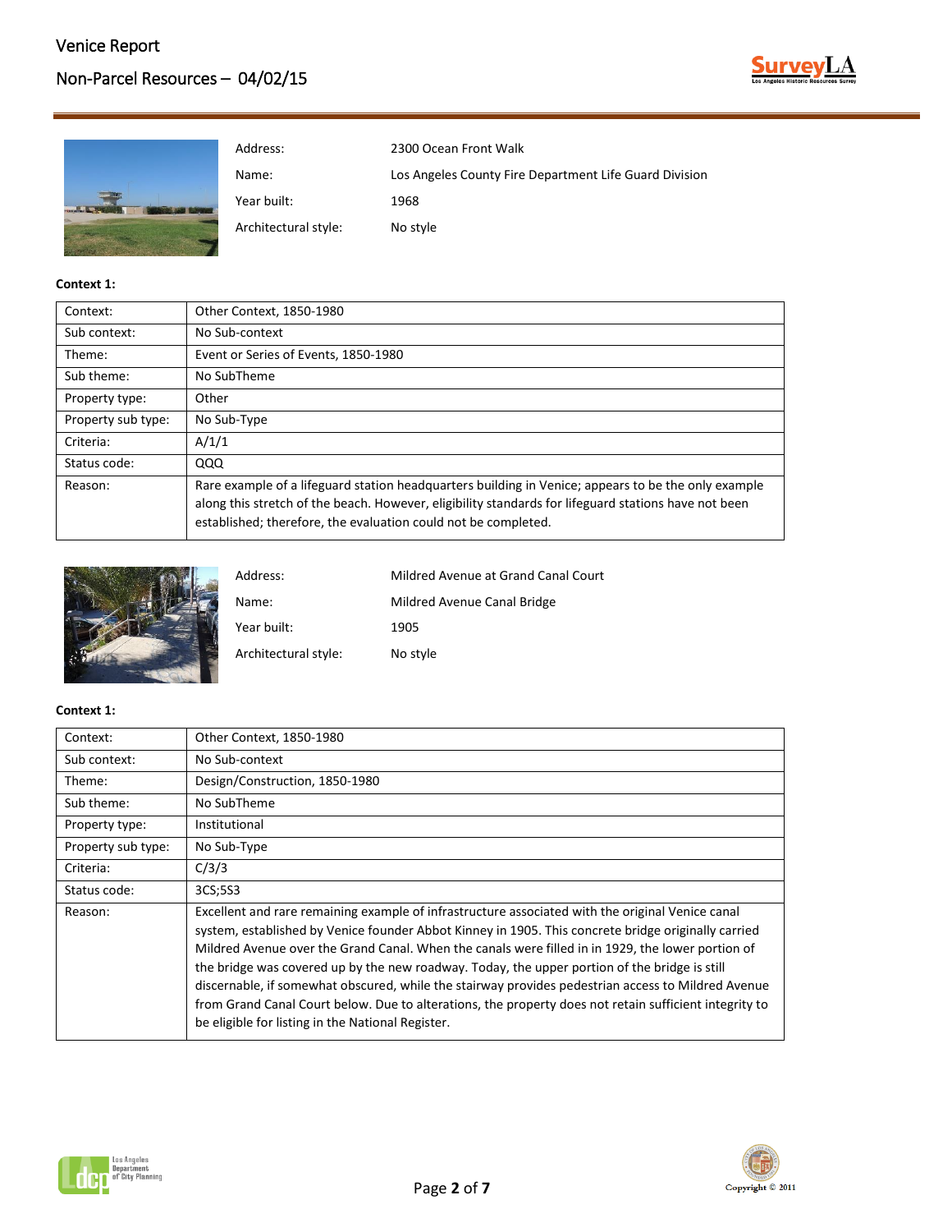| Address: | 2300 Ocean Front Walk |
|---|---|
| Name: | Los Angeles County Fire Department Life Guard Division |
| Year built: | 1968 |
| Architectural style: | No style |

**Context 1:**

| Context: | Other Context, 1850-1980 |
|---|---|
| Sub context: | No Sub-context |
| Theme: | Event or Series of Events, 1850-1980 |
| Sub theme: | No SubTheme |
| Property type: | Other |
| Property sub type: | No Sub-Type |
| Criteria: | A/1/1 |
| Status code: | QQQ |
| Reason: | Rare example of a lifeguard station headquarters building in Venice; appears to be the only example along this stretch of the beach. However, eligibility standards for lifeguard stations have not been established; therefore, the evaluation could not be completed. |

| Address: | Mildred Avenue at Grand Canal Court |
|---|---|
| Name: | Mildred Avenue Canal Bridge |
| Year built: | 1905 |
| Architectural style: | No style |

**Context 1:**

| Context: | Other Context, 1850-1980 |
|---|---|
| Sub context: | No Sub-context |
| Theme: | Design/Construction, 1850-1980 |
| Sub theme: | No SubTheme |
| Property type: | Institutional |
| Property sub type: | No Sub-Type |
| Criteria: | C/3/3 |
| Status code: | 3CS;5S3 |
| Reason: | Excellent and rare remaining example of infrastructure associated with the original Venice canal system, established by Venice founder Abbot Kinney in 1905. This concrete bridge originally carried Mildred Avenue over the Grand Canal. When the canals were filled in in 1929, the lower portion of the bridge was covered up by the new roadway. Today, the upper portion of the bridge is still discernable, if somewhat obscured, while the stairway provides pedestrian access to Mildred Avenue from Grand Canal Court below. Due to alterations, the property does not retain sufficient integrity to be eligible for listing in the National Register. |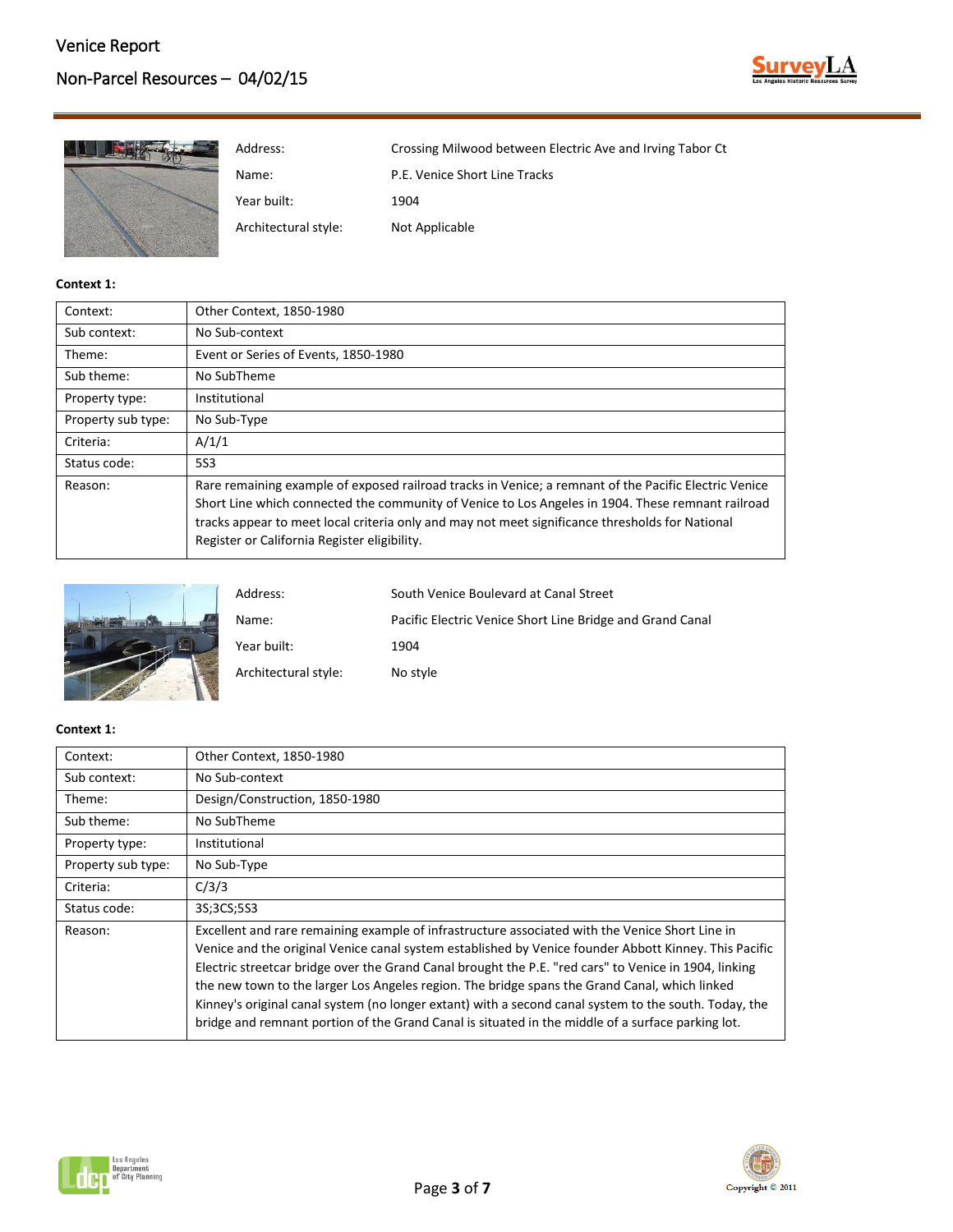| | |
|---|---|
| Address: | Crossing Milwood between Electric Ave and Irving Tabor Ct |
| Name: | P.E. Venice Short Line Tracks |
| Year built: | 1904 |
| Architectural style: | Not Applicable |

**Context 1:**

| | |
|---|---|
| Context: | Other Context, 1850-1980 |
| Sub context: | No Sub-context |
| Theme: | Event or Series of Events, 1850-1980 |
| Sub theme: | No SubTheme |
| Property type: | Institutional |
| Property sub type: | No Sub-Type |
| Criteria: | A/1/1 |
| Status code: | 5S3 |
| Reason: | Rare remaining example of exposed railroad tracks in Venice; a remnant of the Pacific Electric Venice Short Line which connected the community of Venice to Los Angeles in 1904. These remnant railroad tracks appear to meet local criteria only and may not meet significance thresholds for National Register or California Register eligibility. |

| | |
|---|---|
| Address: | South Venice Boulevard at Canal Street |
| Name: | Pacific Electric Venice Short Line Bridge and Grand Canal |
| Year built: | 1904 |
| Architectural style: | No style |

**Context 1:**

| | |
|---|---|
| Context: | Other Context, 1850-1980 |
| Sub context: | No Sub-context |
| Theme: | Design/Construction, 1850-1980 |
| Sub theme: | No SubTheme |
| Property type: | Institutional |
| Property sub type: | No Sub-Type |
| Criteria: | C/3/3 |
| Status code: | 3S;3CS;5S3 |
| Reason: | Excellent and rare remaining example of infrastructure associated with the Venice Short Line in Venice and the original Venice canal system established by Venice founder Abbott Kinney. This Pacific Electric streetcar bridge over the Grand Canal brought the P.E. "red cars" to Venice in 1904, linking the new town to the larger Los Angeles region. The bridge spans the Grand Canal, which linked Kinney's original canal system (no longer extant) with a second canal system to the south. Today, the bridge and remnant portion of the Grand Canal is situated in the middle of a surface parking lot. |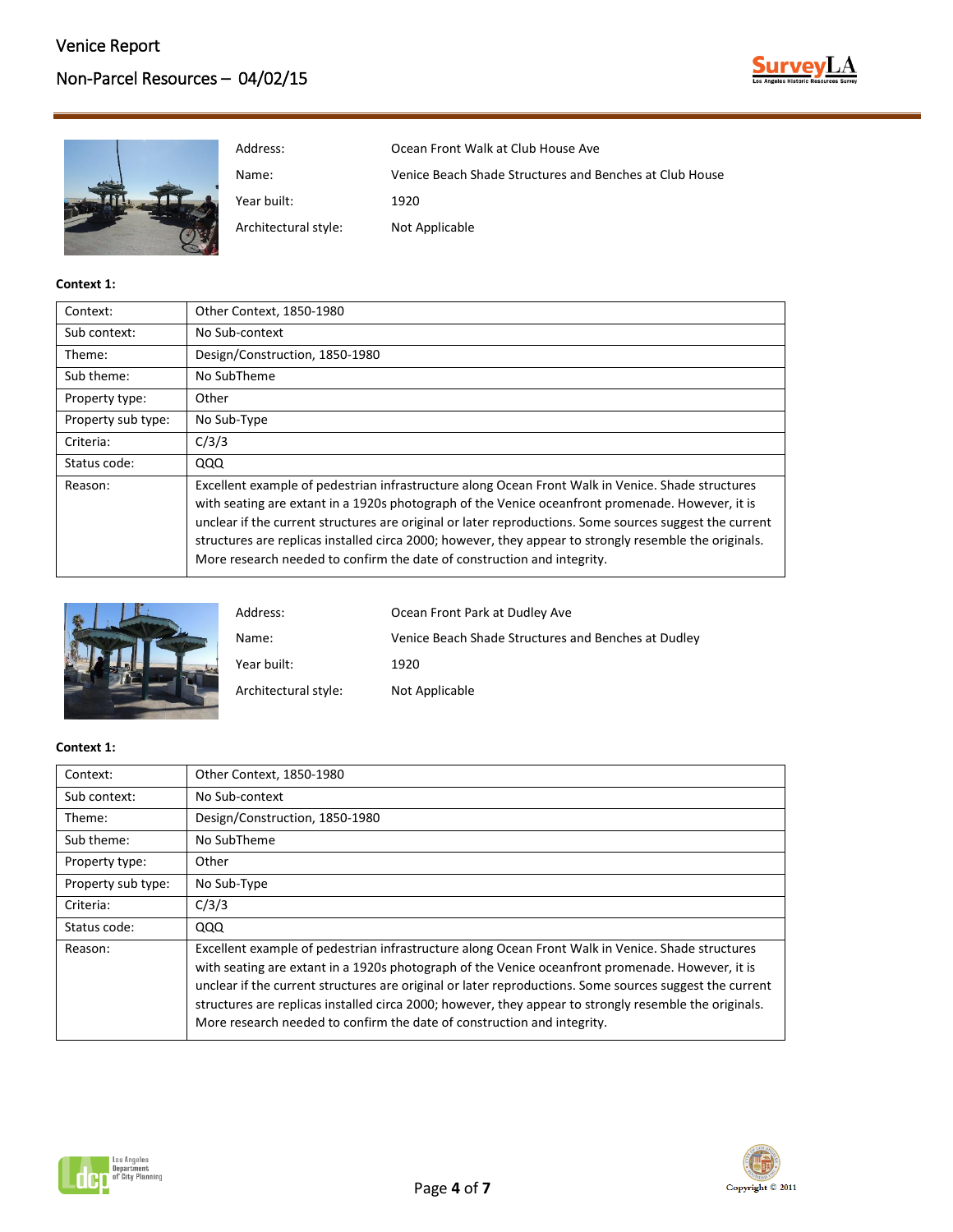| Address: | Ocean Front Walk at Club House Ave |
|---|---|
| Name: | Venice Beach Shade Structures and Benches at Club House |
| Year built: | 1920 |
| Architectural style: | Not Applicable |

**Context 1:**

| Context: | Other Context, 1850-1980 |
|---|---|
| Sub context: | No Sub-context |
| Theme: | Design/Construction, 1850-1980 |
| Sub theme: | No SubTheme |
| Property type: | Other |
| Property sub type: | No Sub-Type |
| Criteria: | C/3/3 |
| Status code: | QQQ |
| Reason: | Excellent example of pedestrian infrastructure along Ocean Front Walk in Venice. Shade structures with seating are extant in a 1920s photograph of the Venice oceanfront promenade. However, it is unclear if the current structures are original or later reproductions. Some sources suggest the current structures are replicas installed circa 2000; however, they appear to strongly resemble the originals. More research needed to confirm the date of construction and integrity. |

| Address: | Ocean Front Park at Dudley Ave |
|---|---|
| Name: | Venice Beach Shade Structures and Benches at Dudley |
| Year built: | 1920 |
| Architectural style: | Not Applicable |

**Context 1:**

| Context: | Other Context, 1850-1980 |
|---|---|
| Sub context: | No Sub-context |
| Theme: | Design/Construction, 1850-1980 |
| Sub theme: | No SubTheme |
| Property type: | Other |
| Property sub type: | No Sub-Type |
| Criteria: | C/3/3 |
| Status code: | QQQ |
| Reason: | Excellent example of pedestrian infrastructure along Ocean Front Walk in Venice. Shade structures with seating are extant in a 1920s photograph of the Venice oceanfront promenade. However, it is unclear if the current structures are original or later reproductions. Some sources suggest the current structures are replicas installed circa 2000; however, they appear to strongly resemble the originals. More research needed to confirm the date of construction and integrity. |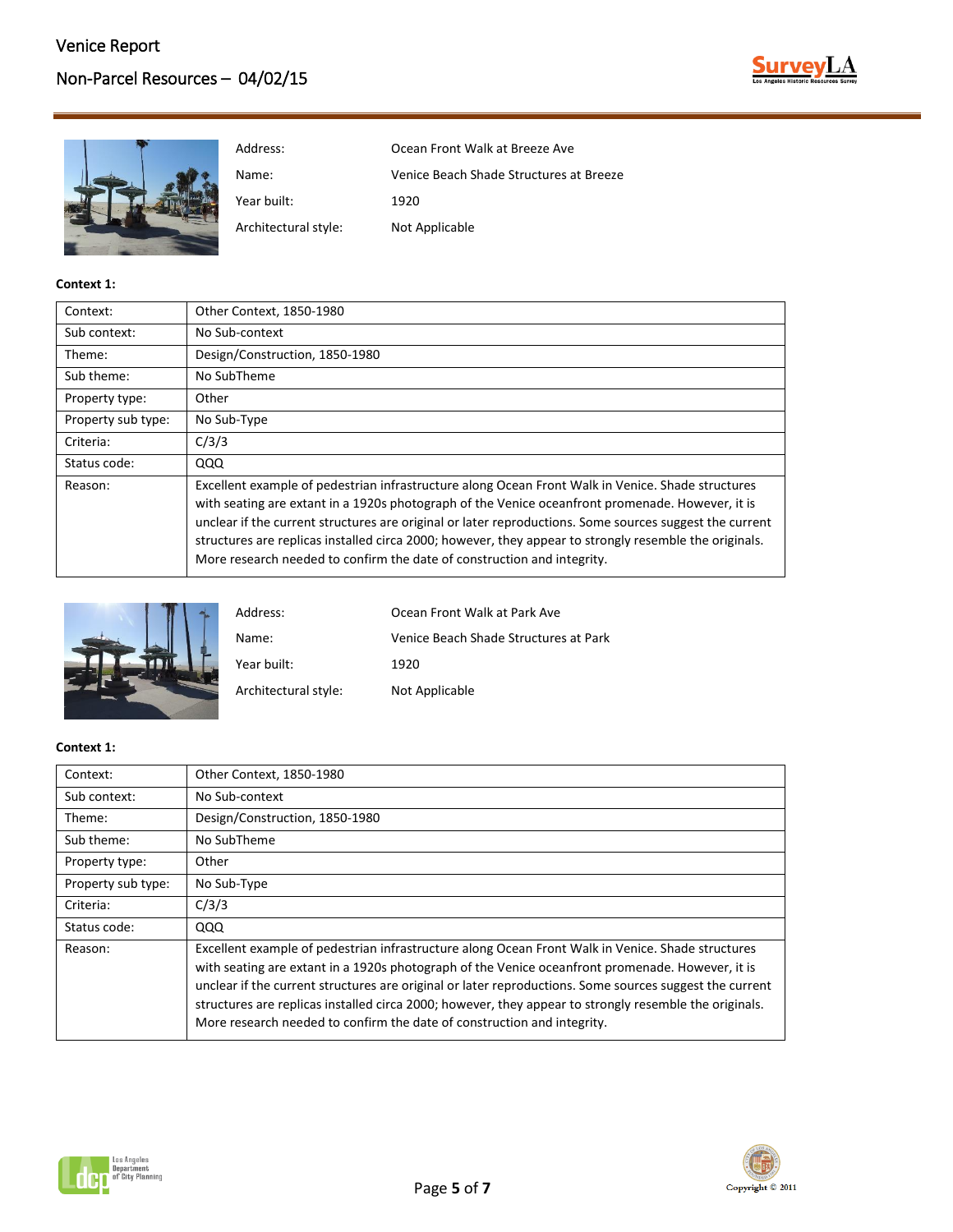| | |
|---|---|
| Address: | Ocean Front Walk at Breeze Ave |
| Name: | Venice Beach Shade Structures at Breeze |
| Year built: | 1920 |
| Architectural style: | Not Applicable |

**Context 1:**

| | |
|---|---|
| Context: | Other Context, 1850-1980 |
| Sub context: | No Sub-context |
| Theme: | Design/Construction, 1850-1980 |
| Sub theme: | No SubTheme |
| Property type: | Other |
| Property sub type: | No Sub-Type |
| Criteria: | C/3/3 |
| Status code: | QQQ |
| Reason: | Excellent example of pedestrian infrastructure along Ocean Front Walk in Venice. Shade structures with seating are extant in a 1920s photograph of the Venice oceanfront promenade. However, it is unclear if the current structures are original or later reproductions. Some sources suggest the current structures are replicas installed circa 2000; however, they appear to strongly resemble the originals. More research needed to confirm the date of construction and integrity. |

| | |
|---|---|
| Address: | Ocean Front Walk at Park Ave |
| Name: | Venice Beach Shade Structures at Park |
| Year built: | 1920 |
| Architectural style: | Not Applicable |

**Context 1:**

| | |
|---|---|
| Context: | Other Context, 1850-1980 |
| Sub context: | No Sub-context |
| Theme: | Design/Construction, 1850-1980 |
| Sub theme: | No SubTheme |
| Property type: | Other |
| Property sub type: | No Sub-Type |
| Criteria: | C/3/3 |
| Status code: | QQQ |
| Reason: | Excellent example of pedestrian infrastructure along Ocean Front Walk in Venice. Shade structures with seating are extant in a 1920s photograph of the Venice oceanfront promenade. However, it is unclear if the current structures are original or later reproductions. Some sources suggest the current structures are replicas installed circa 2000; however, they appear to strongly resemble the originals. More research needed to confirm the date of construction and integrity. |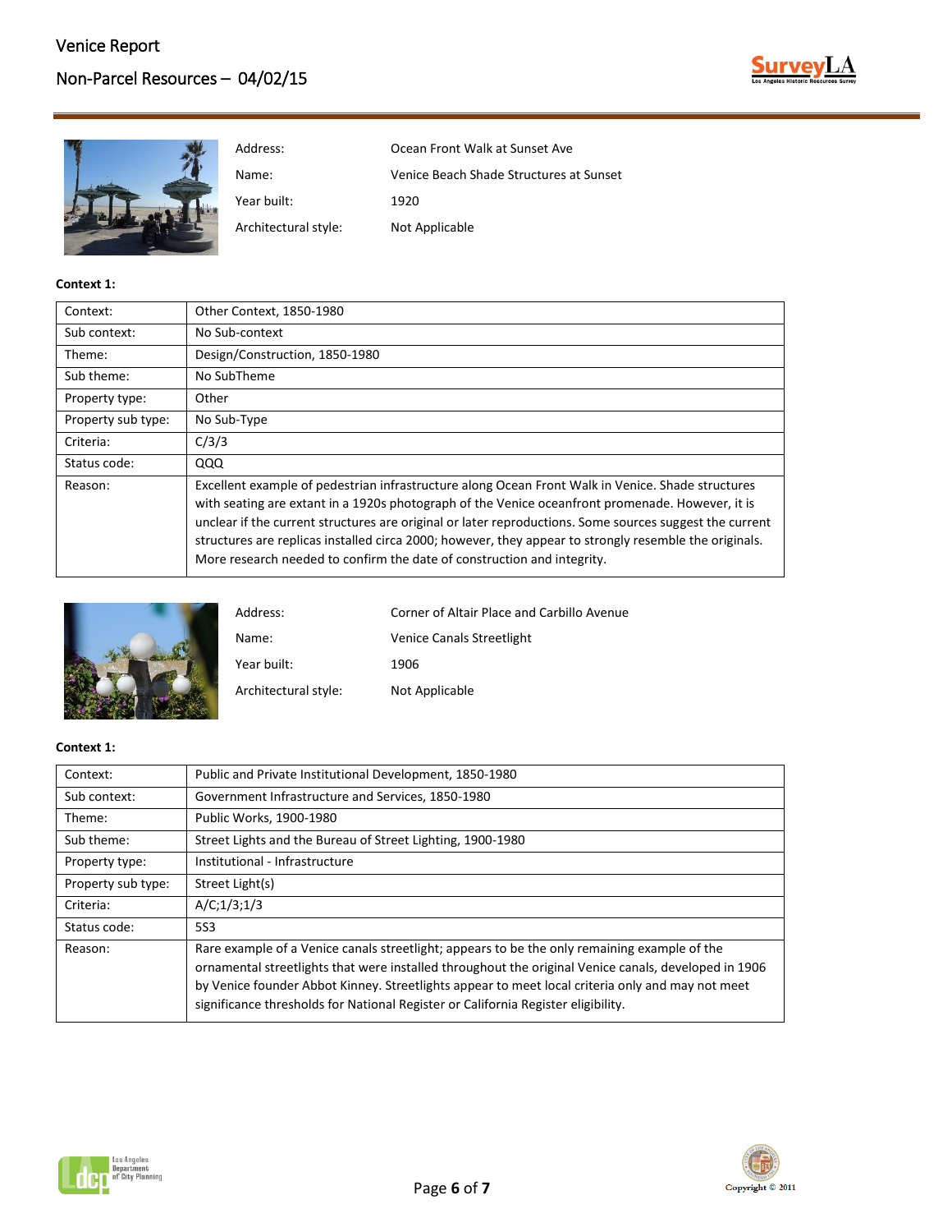| | |
|---|---|
| Address: | Ocean Front Walk at Sunset Ave |
| Name: | Venice Beach Shade Structures at Sunset |
| Year built: | 1920 |
| Architectural style: | Not Applicable |

**Context 1:**

| | |
|---|---|
| Context: | Other Context, 1850-1980 |
| Sub context: | No Sub-context |
| Theme: | Design/Construction, 1850-1980 |
| Sub theme: | No SubTheme |
| Property type: | Other |
| Property sub type: | No Sub-Type |
| Criteria: | C/3/3 |
| Status code: | QQQ |
| Reason: | Excellent example of pedestrian infrastructure along Ocean Front Walk in Venice. Shade structures with seating are extant in a 1920s photograph of the Venice oceanfront promenade. However, it is unclear if the current structures are original or later reproductions. Some sources suggest the current structures are replicas installed circa 2000; however, they appear to strongly resemble the originals. More research needed to confirm the date of construction and integrity. |

| | |
|---|---|
| Address: | Corner of Altair Place and Carbillo Avenue |
| Name: | Venice Canals Streetlight |
| Year built: | 1906 |
| Architectural style: | Not Applicable |

**Context 1:**

| | |
|---|---|
| Context: | Public and Private Institutional Development, 1850-1980 |
| Sub context: | Government Infrastructure and Services, 1850-1980 |
| Theme: | Public Works, 1900-1980 |
| Sub theme: | Street Lights and the Bureau of Street Lighting, 1900-1980 |
| Property type: | Institutional - Infrastructure |
| Property sub type: | Street Light(s) |
| Criteria: | A/C;1/3;1/3 |
| Status code: | 5S3 |
| Reason: | Rare example of a Venice canals streetlight; appears to be the only remaining example of the ornamental streetlights that were installed throughout the original Venice canals, developed in 1906 by Venice founder Abbot Kinney. Streetlights appear to meet local criteria only and may not meet significance thresholds for National Register or California Register eligibility. |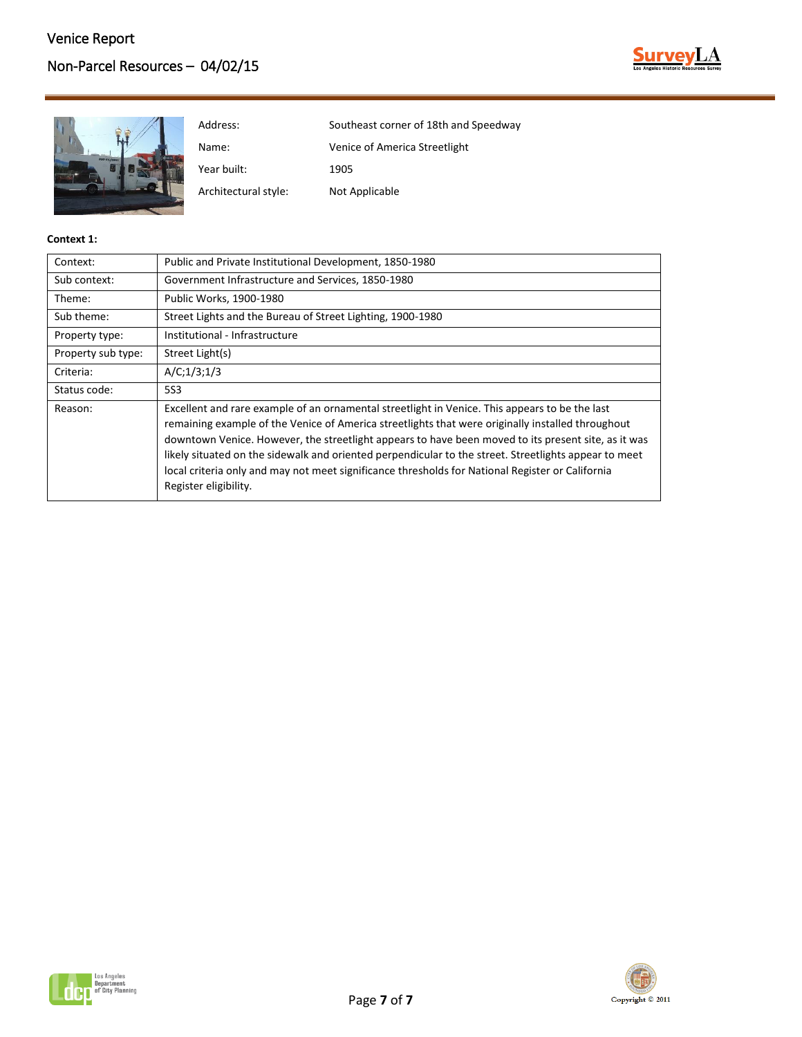| | |
|---|---|
| Address: | Southeast corner of 18th and Speedway |
| Name: | Venice of America Streetlight |
| Year built: | 1905 |
| Architectural style: | Not Applicable |

**Context 1:**

| | |
|---|---|
| Context: | Public and Private Institutional Development, 1850-1980 |
| Sub context: | Government Infrastructure and Services, 1850-1980 |
| Theme: | Public Works, 1900-1980 |
| Sub theme: | Street Lights and the Bureau of Street Lighting, 1900-1980 |
| Property type: | Institutional - Infrastructure |
| Property sub type: | Street Light(s) |
| Criteria: | A/C;1/3;1/3 |
| Status code: | 5S3 |
| Reason: | Excellent and rare example of an ornamental streetlight in Venice. This appears to be the last remaining example of the Venice of America streetlights that were originally installed throughout downtown Venice. However, the streetlight appears to have been moved to its present site, as it was likely situated on the sidewalk and oriented perpendicular to the street. Streetlights appear to meet local criteria only and may not meet significance thresholds for National Register or California Register eligibility. |